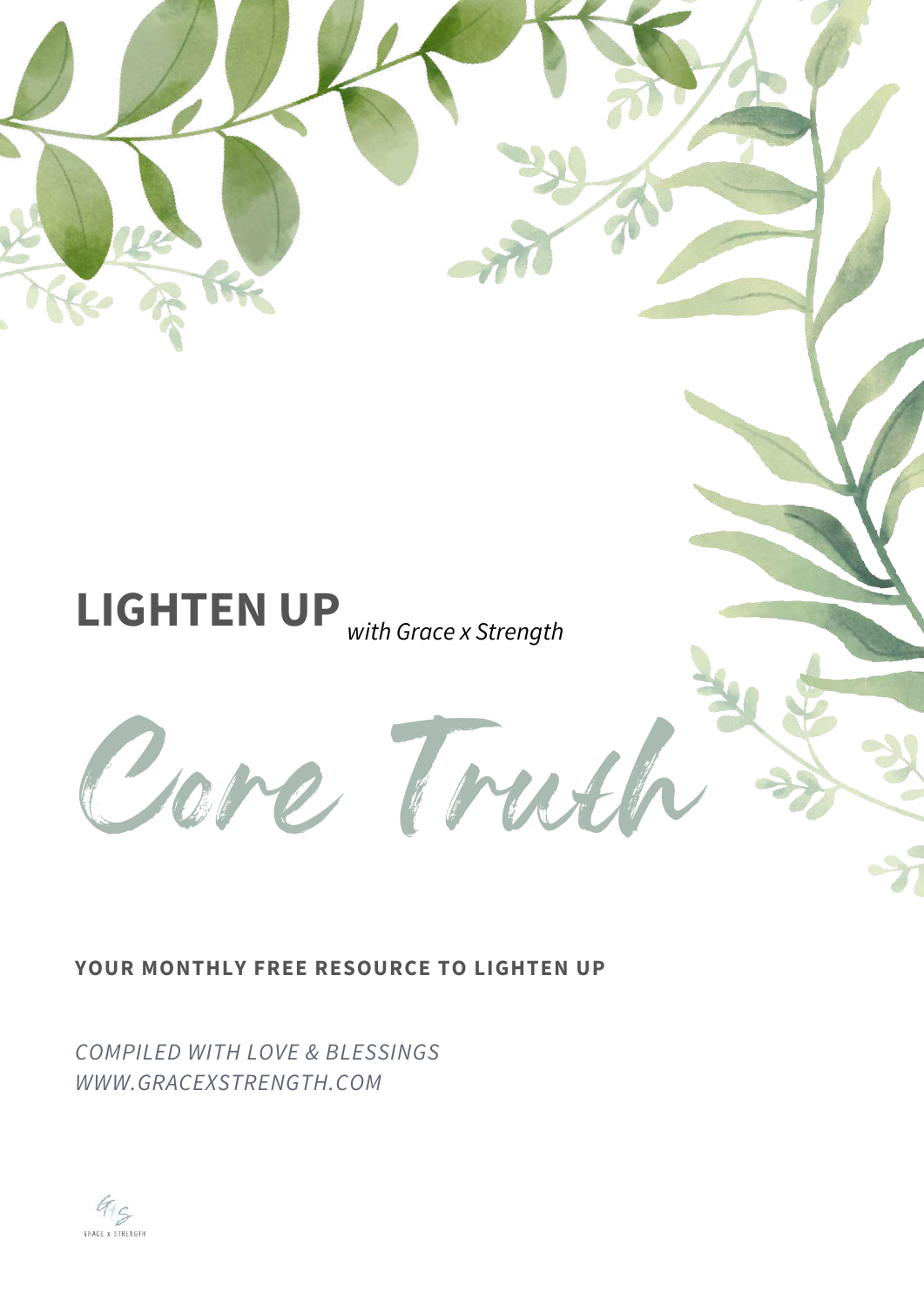# LIGHTEN UP *with Grace x Strength*

## Core Truth

**YOUR MONTHLY FREE RESOURCE TO LIGHTEN UP**

*COMPILED WITH LOVE & BLESSINGS*
*WWW.GRACEXSTRENGTH.COM*

GRACE x STRENGTH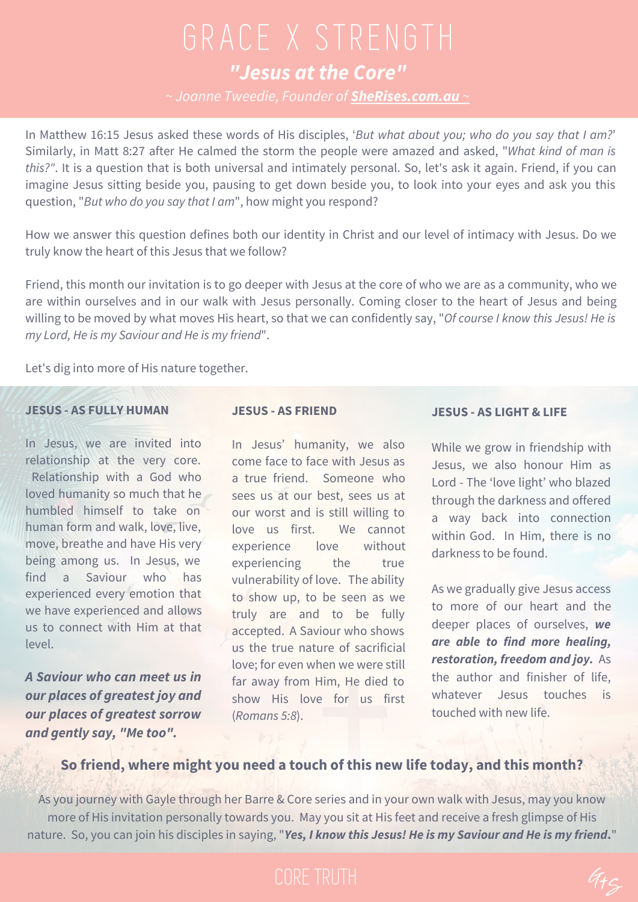# GRACE X STRENGTH

## *"Jesus at the Core"*

*~ Joanne Tweedie, Founder of **SheRises.com.au** ~*

In Matthew 16:15 Jesus asked these words of His disciples, '*But what about you; who do you say that I am?*' Similarly, in Matt 8:27 after He calmed the storm the people were amazed and asked, "*What kind of man is this?"*. It is a question that is both universal and intimately personal. So, let's ask it again. Friend, if you can imagine Jesus sitting beside you, pausing to get down beside you, to look into your eyes and ask you this question, "*But who do you say that I am*", how might you respond?

How we answer this question defines both our identity in Christ and our level of intimacy with Jesus. Do we truly know the heart of this Jesus that we follow?

Friend, this month our invitation is to go deeper with Jesus at the core of who we are as a community, who we are within ourselves and in our walk with Jesus personally. Coming closer to the heart of Jesus and being willing to be moved by what moves His heart, so that we can confidently say, "*Of course I know this Jesus! He is my Lord, He is my Saviour and He is my friend*".

Let's dig into more of His nature together.

### JESUS - AS FULLY HUMAN

In Jesus, we are invited into relationship at the very core. Relationship with a God who loved humanity so much that he humbled himself to take on human form and walk, love, live, move, breathe and have His very being among us. In Jesus, we find a Saviour who has experienced every emotion that we have experienced and allows us to connect with Him at that level.

***A Saviour who can meet us in our places of greatest joy and our places of greatest sorrow and gently say, "Me too".***

### JESUS - AS FRIEND

In Jesus' humanity, we also come face to face with Jesus as a true friend. Someone who sees us at our best, sees us at our worst and is still willing to love us first. We cannot experience love without experiencing the true vulnerability of love. The ability to show up, to be seen as we truly are and to be fully accepted. A Saviour who shows us the true nature of sacrificial love; for even when we were still far away from Him, He died to show His love for us first (*Romans 5:8*).

### JESUS - AS LIGHT & LIFE

While we grow in friendship with Jesus, we also honour Him as Lord - The 'love light' who blazed through the darkness and offered a way back into connection within God. In Him, there is no darkness to be found.

As we gradually give Jesus access to more of our heart and the deeper places of ourselves, ***we are able to find more healing, restoration, freedom and joy.*** As the author and finisher of life, whatever Jesus touches is touched with new life.

**So friend, where might you need a touch of this new life today, and this month?**

As you journey with Gayle through her Barre & Core series and in your own walk with Jesus, may you know more of His invitation personally towards you. May you sit at His feet and receive a fresh glimpse of His nature. So, you can join his disciples in saying, "***Yes, I know this Jesus! He is my Saviour and He is my friend.***"

CORE TRUTH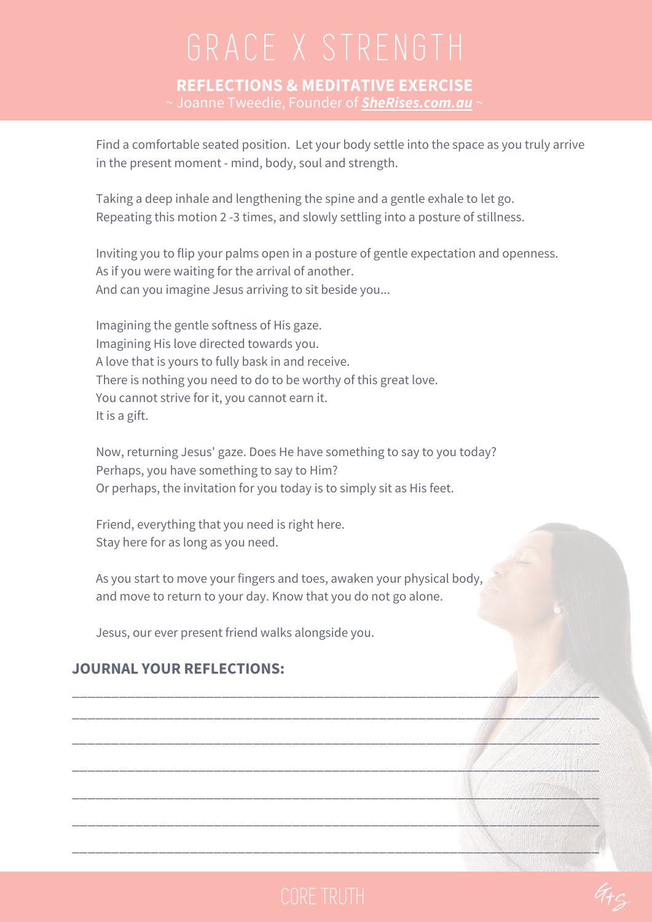# GRACE X STRENGTH

**REFLECTIONS & MEDITATIVE EXERCISE**

~ Joanne Tweedie, Founder of ***SheRises.com.au*** ~

Find a comfortable seated position. Let your body settle into the space as you truly arrive in the present moment - mind, body, soul and strength.

Taking a deep inhale and lengthening the spine and a gentle exhale to let go.
Repeating this motion 2 -3 times, and slowly settling into a posture of stillness.

Inviting you to flip your palms open in a posture of gentle expectation and openness.
As if you were waiting for the arrival of another.
And can you imagine Jesus arriving to sit beside you...

Imagining the gentle softness of His gaze.
Imagining His love directed towards you.
A love that is yours to fully bask in and receive.
There is nothing you need to do to be worthy of this great love.
You cannot strive for it, you cannot earn it.
It is a gift.

Now, returning Jesus' gaze. Does He have something to say to you today?
Perhaps, you have something to say to Him?
Or perhaps, the invitation for you today is to simply sit as His feet.

Friend, everything that you need is right here.
Stay here for as long as you need.

As you start to move your fingers and toes, awaken your physical body, and move to return to your day. Know that you do not go alone.

Jesus, our ever present friend walks alongside you.

## JOURNAL YOUR REFLECTIONS:

_______________________________________________________________

_______________________________________________________________

_______________________________________________________________

_______________________________________________________________

_______________________________________________________________

_______________________________________________________________

_______________________________________________________________

CORE TRUTH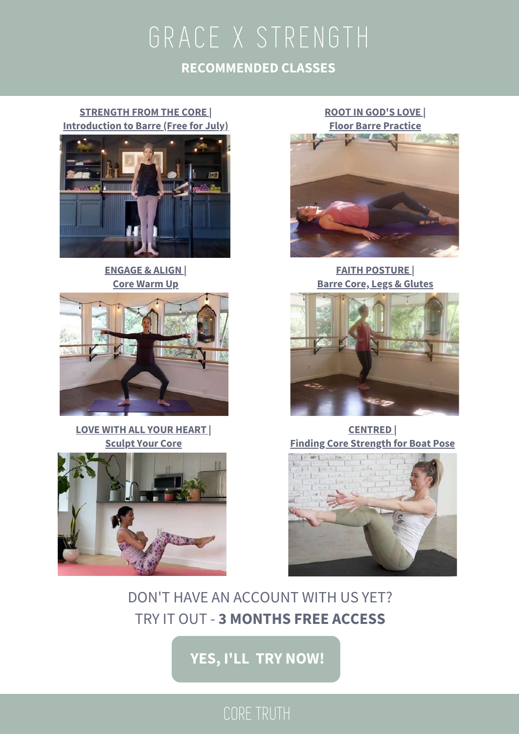# GRACE X STRENGTH

## RECOMMENDED CLASSES

**STRENGTH FROM THE CORE |**
**Introduction to Barre (Free for July)**

**ROOT IN GOD'S LOVE |**
**Floor Barre Practice**

**ENGAGE & ALIGN |**
**Core Warm Up**

**FAITH POSTURE |**
**Barre Core, Legs & Glutes**

**LOVE WITH ALL YOUR HEART |**
**Sculpt Your Core**

**CENTRED |**
**Finding Core Strength for Boat Pose**

DON'T HAVE AN ACCOUNT WITH US YET?

TRY IT OUT - **3 MONTHS FREE ACCESS**

**YES, I'LL TRY NOW!**

CORE TRUTH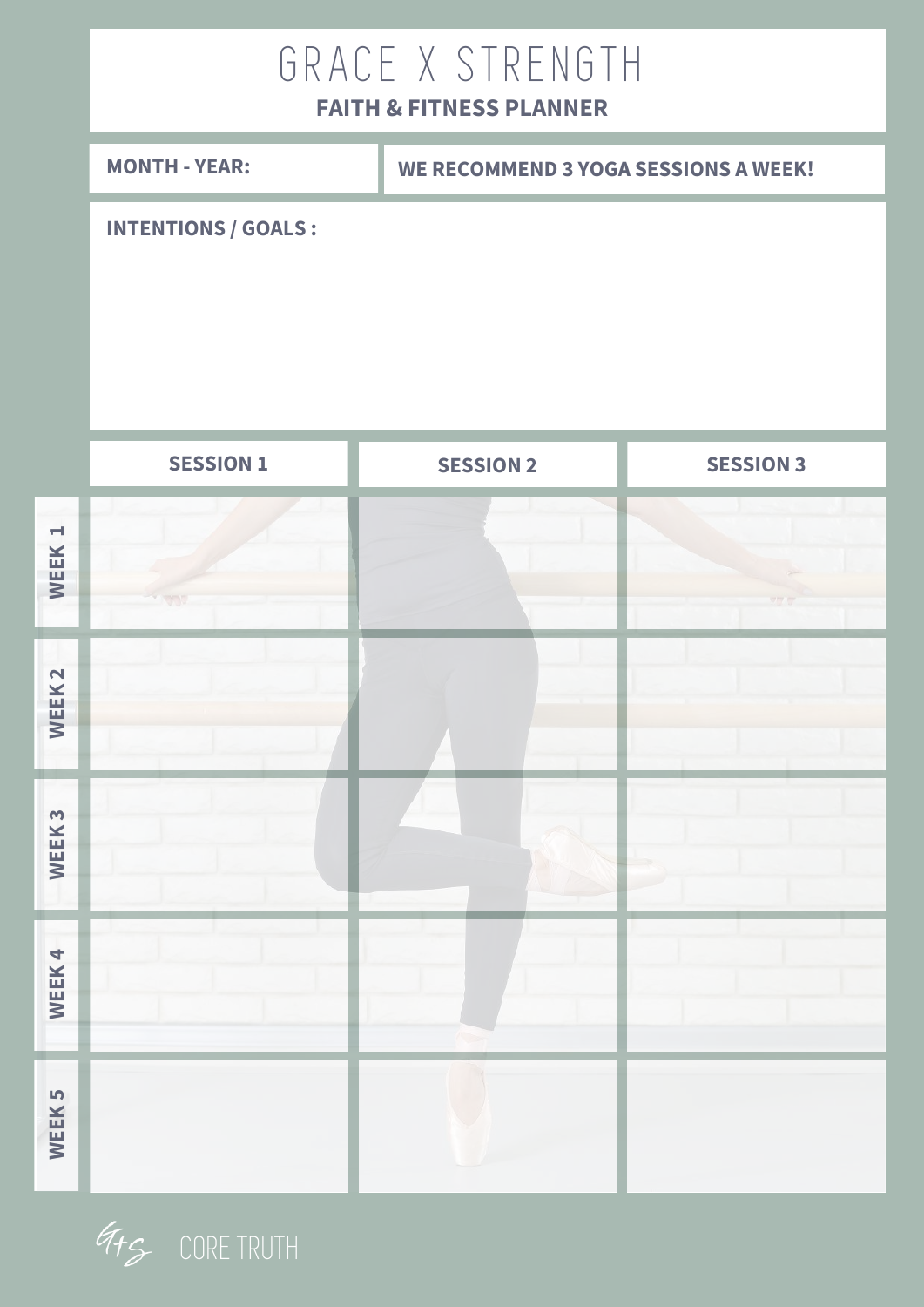# GRACE X STRENGTH

## FAITH & FITNESS PLANNER

**MONTH - YEAR:**

**WE RECOMMEND 3 YOGA SESSIONS A WEEK!**

**INTENTIONS / GOALS :**

| | SESSION 1 | SESSION 2 | SESSION 3 |
|---|---|---|---|
| WEEK 1 | | | |
| WEEK 2 | | | |
| WEEK 3 | | | |
| WEEK 4 | | | |
| WEEK 5 | | | |

G+S CORE TRUTH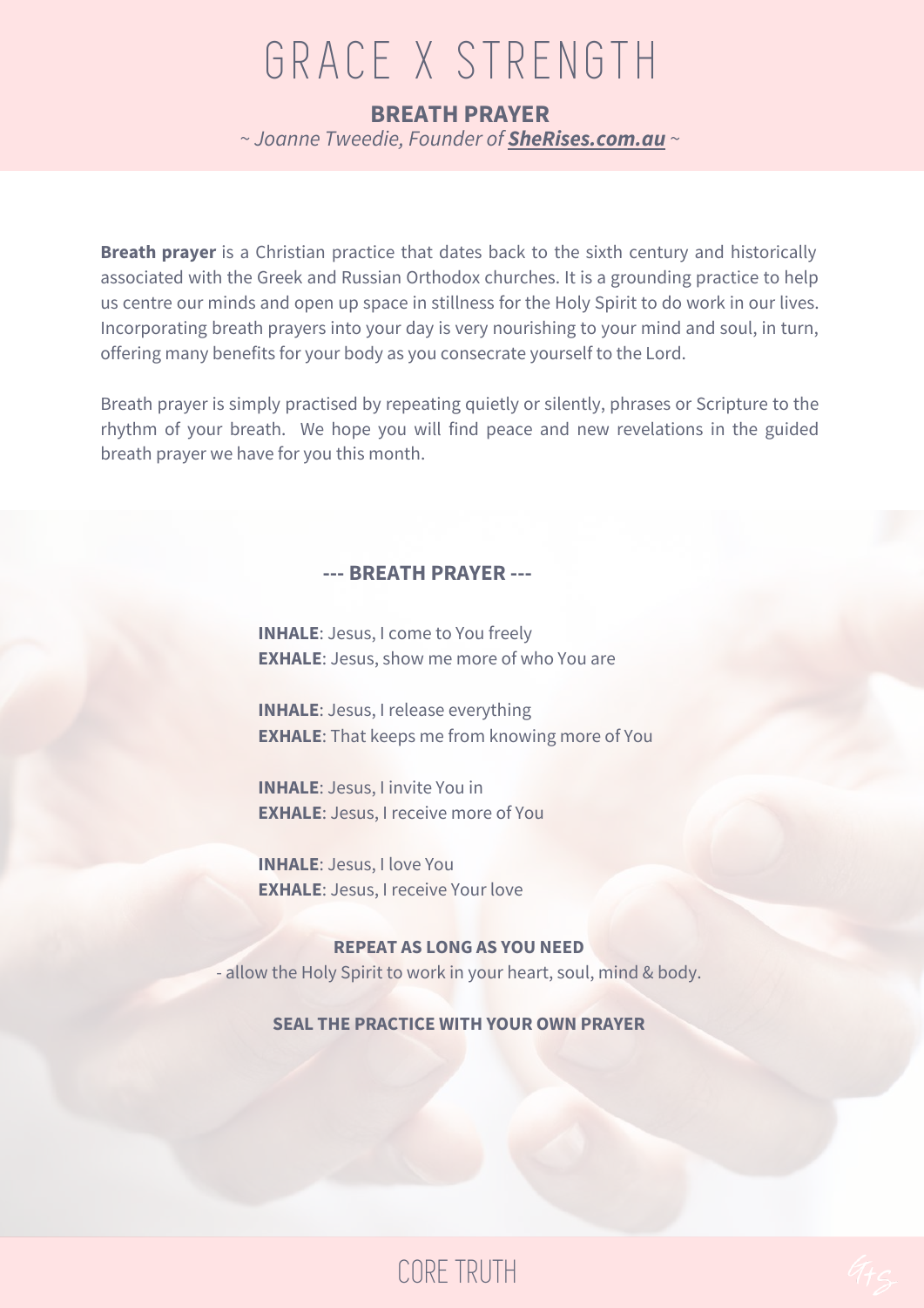# GRACE X STRENGTH

## BREATH PRAYER

*~ Joanne Tweedie, Founder of **SheRises.com.au** ~*

**Breath prayer** is a Christian practice that dates back to the sixth century and historically associated with the Greek and Russian Orthodox churches. It is a grounding practice to help us centre our minds and open up space in stillness for the Holy Spirit to do work in our lives. Incorporating breath prayers into your day is very nourishing to your mind and soul, in turn, offering many benefits for your body as you consecrate yourself to the Lord.

Breath prayer is simply practised by repeating quietly or silently, phrases or Scripture to the rhythm of your breath. We hope you will find peace and new revelations in the guided breath prayer we have for you this month.

### --- BREATH PRAYER ---

**INHALE**: Jesus, I come to You freely
**EXHALE**: Jesus, show me more of who You are

**INHALE**: Jesus, I release everything
**EXHALE**: That keeps me from knowing more of You

**INHALE**: Jesus, I invite You in
**EXHALE**: Jesus, I receive more of You

**INHALE**: Jesus, I love You
**EXHALE**: Jesus, I receive Your love

**REPEAT AS LONG AS YOU NEED**
- allow the Holy Spirit to work in your heart, soul, mind & body.

**SEAL THE PRACTICE WITH YOUR OWN PRAYER**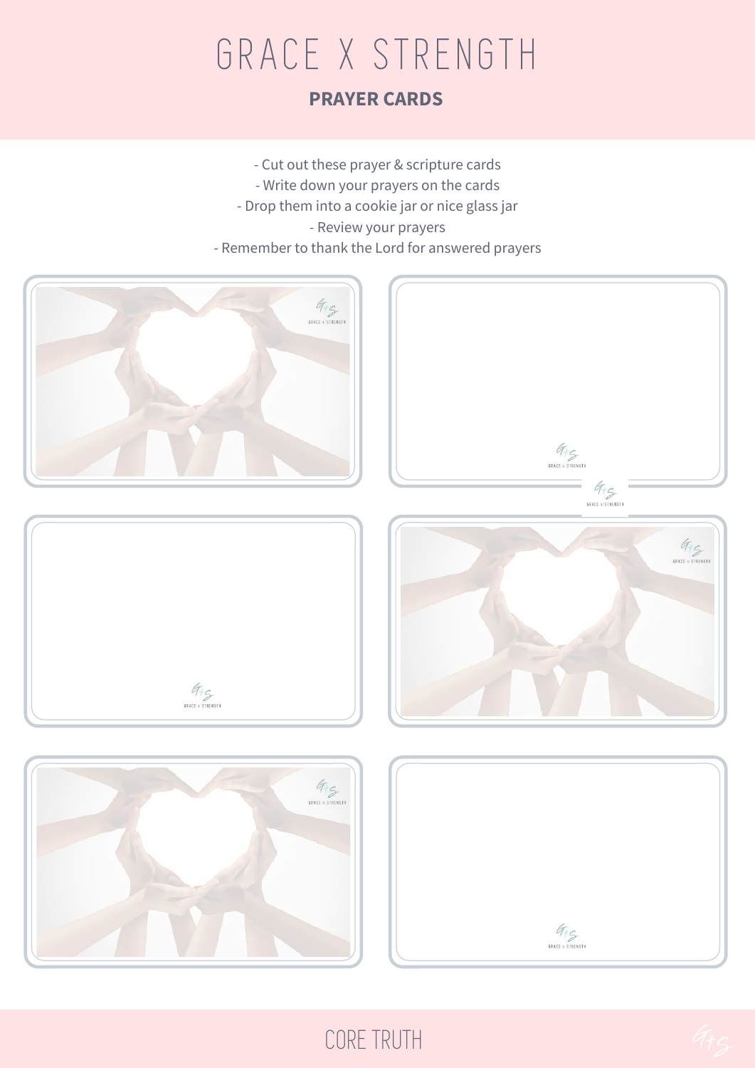# GRACE X STRENGTH

## PRAYER CARDS

- Cut out these prayer & scripture cards
- Write down your prayers on the cards
- Drop them into a cookie jar or nice glass jar
- Review your prayers
- Remember to thank the Lord for answered prayers

CORE TRUTH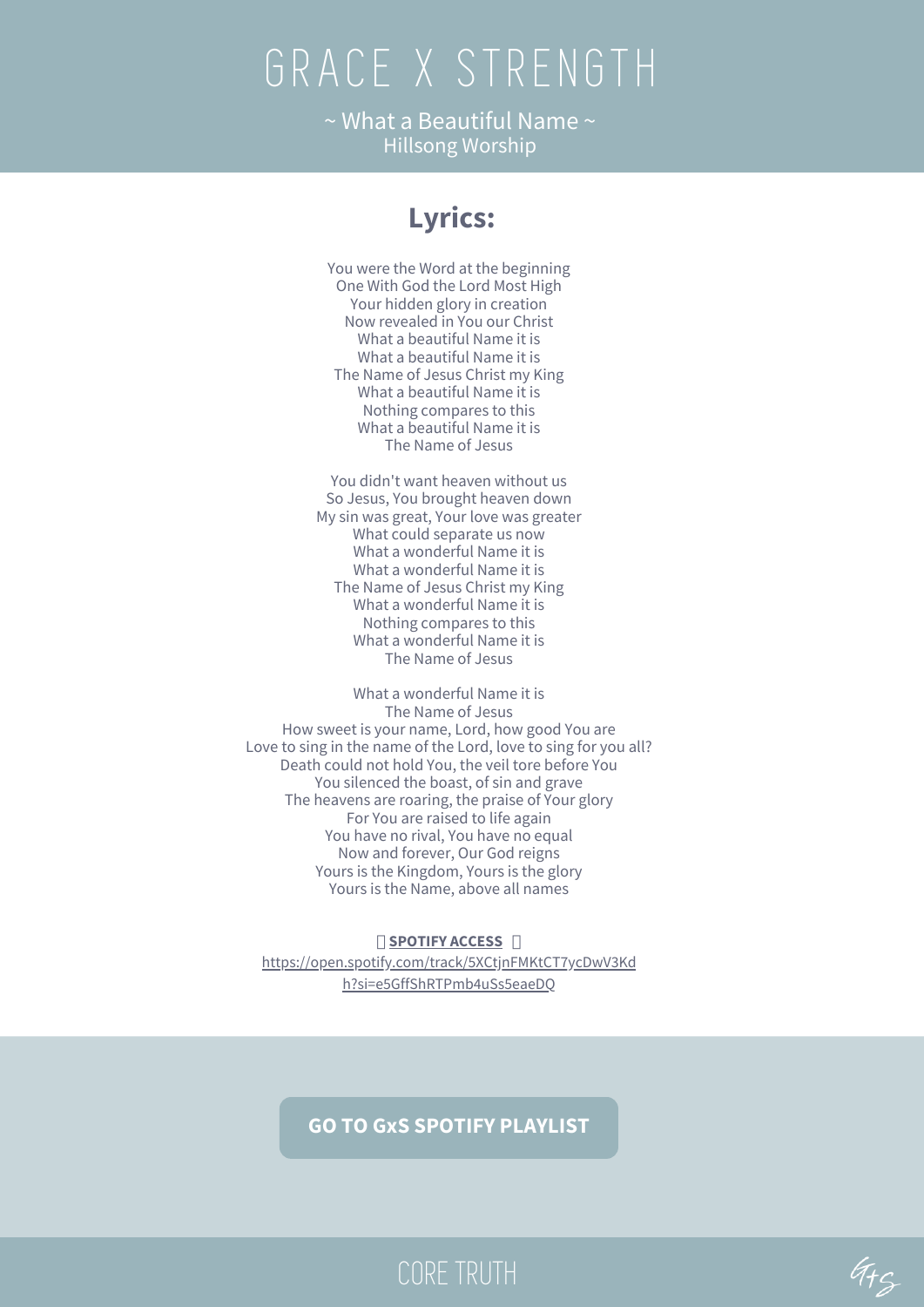# GRACE X STRENGTH

~ What a Beautiful Name ~
Hillsong Worship

## Lyrics:

You were the Word at the beginning
One With God the Lord Most High
Your hidden glory in creation
Now revealed in You our Christ
What a beautiful Name it is
What a beautiful Name it is
The Name of Jesus Christ my King
What a beautiful Name it is
Nothing compares to this
What a beautiful Name it is
The Name of Jesus

You didn't want heaven without us
So Jesus, You brought heaven down
My sin was great, Your love was greater
What could separate us now
What a wonderful Name it is
What a wonderful Name it is
The Name of Jesus Christ my King
What a wonderful Name it is
Nothing compares to this
What a wonderful Name it is
The Name of Jesus

What a wonderful Name it is
The Name of Jesus
How sweet is your name, Lord, how good You are
Love to sing in the name of the Lord, love to sing for you all?
Death could not hold You, the veil tore before You
You silenced the boast, of sin and grave
The heavens are roaring, the praise of Your glory
For You are raised to life again
You have no rival, You have no equal
Now and forever, Our God reigns
Yours is the Kingdom, Yours is the glory
Yours is the Name, above all names

**SPOTIFY ACCESS**
https://open.spotify.com/track/5XCtjnFMKtCT7ycDwV3Kdh?si=e5GffShRTPmb4uSs5eaeDQ

**GO TO GxS SPOTIFY PLAYLIST**

CORE TRUTH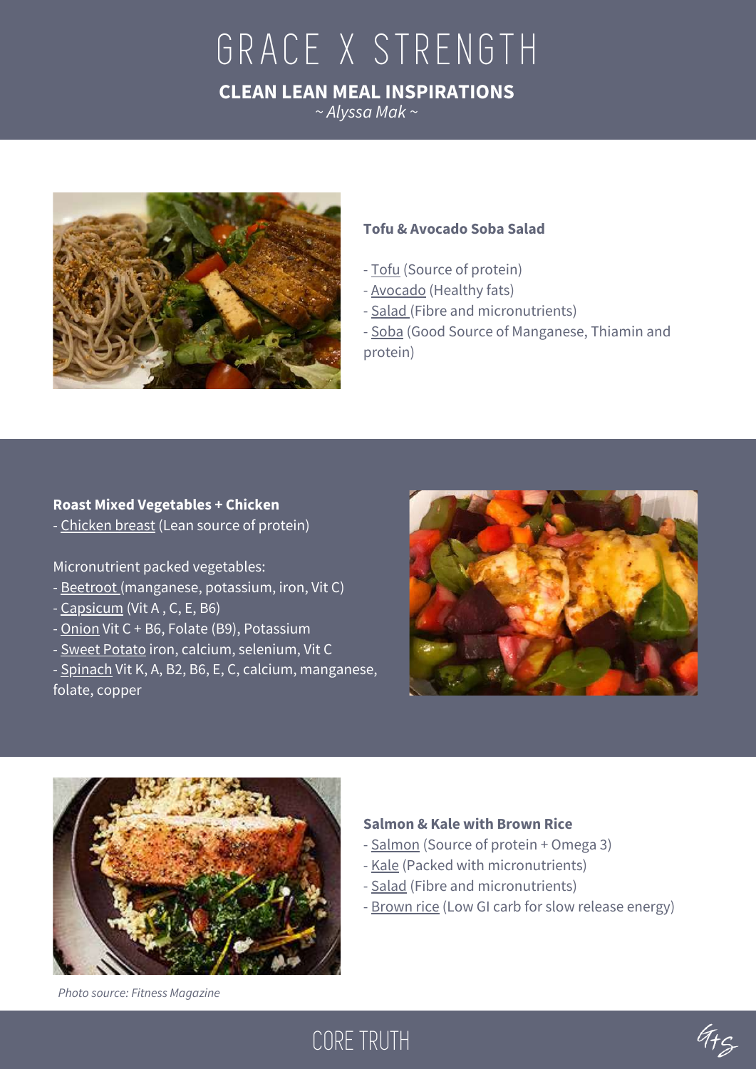# GRACE X STRENGTH

## CLEAN LEAN MEAL INSPIRATIONS

*~ Alyssa Mak ~*

**Tofu & Avocado Soba Salad**

- Tofu (Source of protein)
- Avocado (Healthy fats)
- Salad (Fibre and micronutrients)
- Soba (Good Source of Manganese, Thiamin and protein)

**Roast Mixed Vegetables + Chicken**

- Chicken breast (Lean source of protein)

Micronutrient packed vegetables:

- Beetroot (manganese, potassium, iron, Vit C)
- Capsicum (Vit A , C, E, B6)
- Onion Vit C + B6, Folate (B9), Potassium
- Sweet Potato iron, calcium, selenium, Vit C
- Spinach Vit K, A, B2, B6, E, C, calcium, manganese, folate, copper

**Salmon & Kale with Brown Rice**

- Salmon (Source of protein + Omega 3)
- Kale (Packed with micronutrients)
- Salad (Fibre and micronutrients)
- Brown rice (Low GI carb for slow release energy)

*Photo source: Fitness Magazine*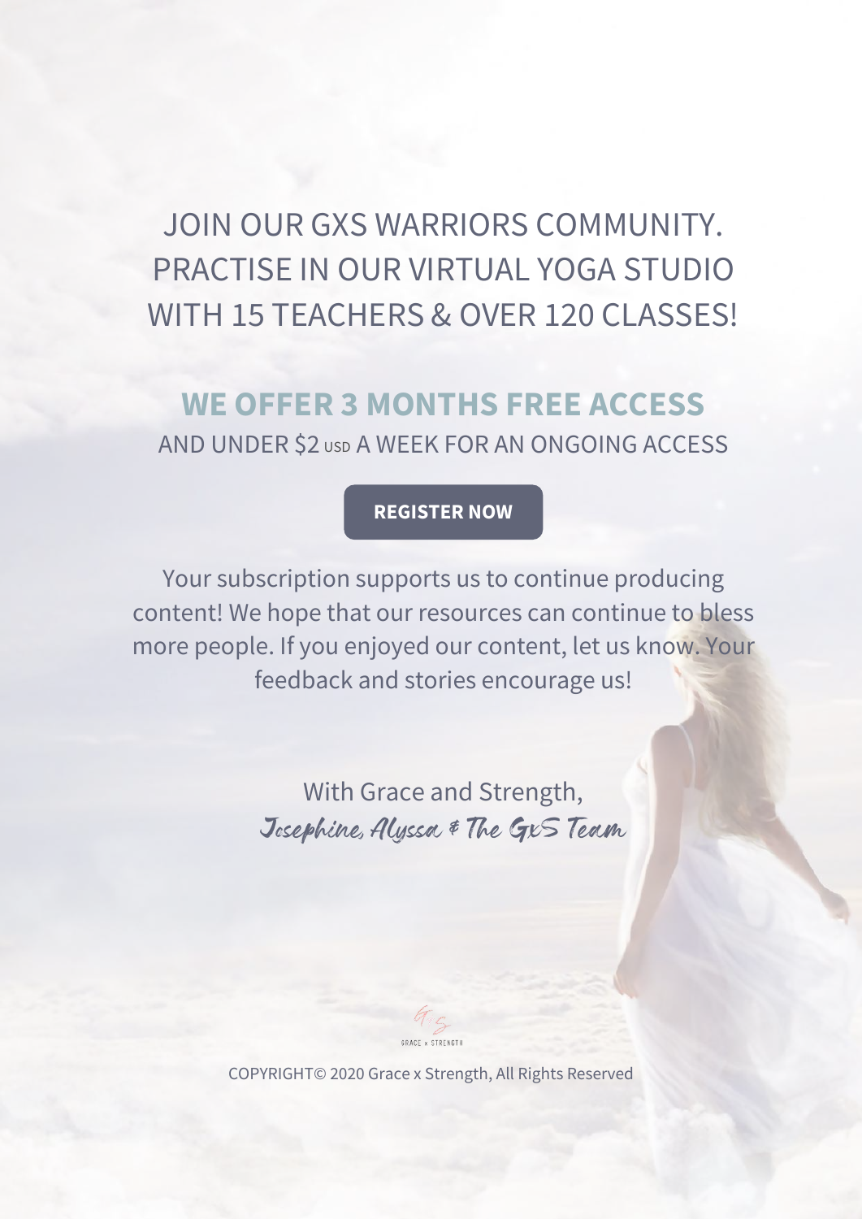JOIN OUR GXS WARRIORS COMMUNITY.
PRACTISE IN OUR VIRTUAL YOGA STUDIO
WITH 15 TEACHERS & OVER 120 CLASSES!

## WE OFFER 3 MONTHS FREE ACCESS

AND UNDER $2 USD A WEEK FOR AN ONGOING ACCESS

**REGISTER NOW**

Your subscription supports us to continue producing content! We hope that our resources can continue to bless more people. If you enjoyed our content, let us know. Your feedback and stories encourage us!

With Grace and Strength,
*Josephine, Alyssa & The GxS Team*

GRACE x STRENGTH

COPYRIGHT© 2020 Grace x Strength, All Rights Reserved